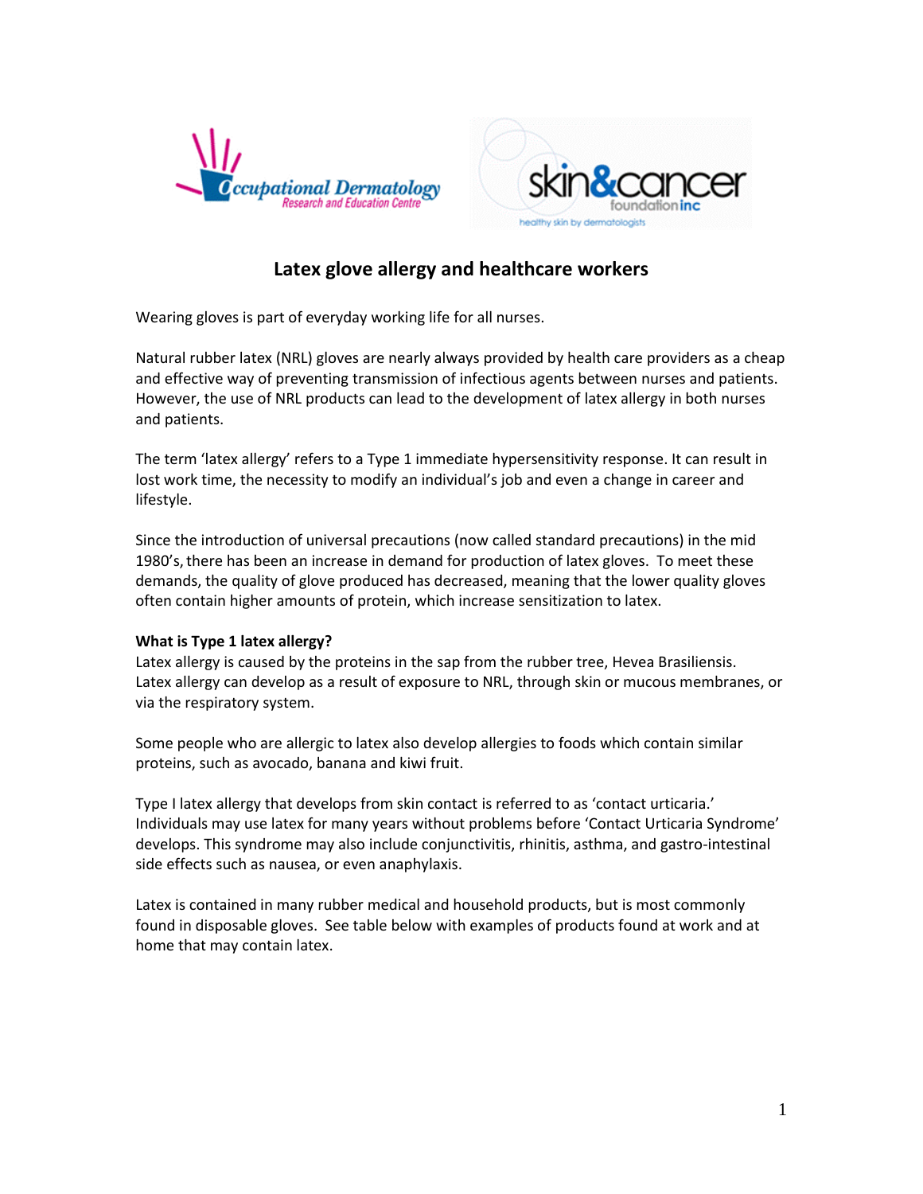# Latex glove allergy and healthcare workers

Wearing gloves is part of everyday working life for all nurses.

Natural rubber latex (NRL) gloves are nearly always provided by health care providers as a cheap and effective way of preventing transmission of infectious agents between nurses and patients. However, the use of NRL products can lead to the development of latex allergy in both nurses and patients.

The term 'latex allergy' refers to a Type 1 immediate hypersensitivity response. It can result in lost work time, the necessity to modify an individual's job and even a change in career and lifestyle.

Since the introduction of universal precautions (now called standard precautions) in the mid 1980's, there has been an increase in demand for production of latex gloves. To meet these demands, the quality of glove produced has decreased, meaning that the lower quality gloves often contain higher amounts of protein, which increase sensitization to latex.

**What is Type 1 latex allergy?**

Latex allergy is caused by the proteins in the sap from the rubber tree, Hevea Brasiliensis. Latex allergy can develop as a result of exposure to NRL, through skin or mucous membranes, or via the respiratory system.

Some people who are allergic to latex also develop allergies to foods which contain similar proteins, such as avocado, banana and kiwi fruit.

Type I latex allergy that develops from skin contact is referred to as 'contact urticaria.' Individuals may use latex for many years without problems before 'Contact Urticaria Syndrome' develops. This syndrome may also include conjunctivitis, rhinitis, asthma, and gastro-intestinal side effects such as nausea, or even anaphylaxis.

Latex is contained in many rubber medical and household products, but is most commonly found in disposable gloves. See table below with examples of products found at work and at home that may contain latex.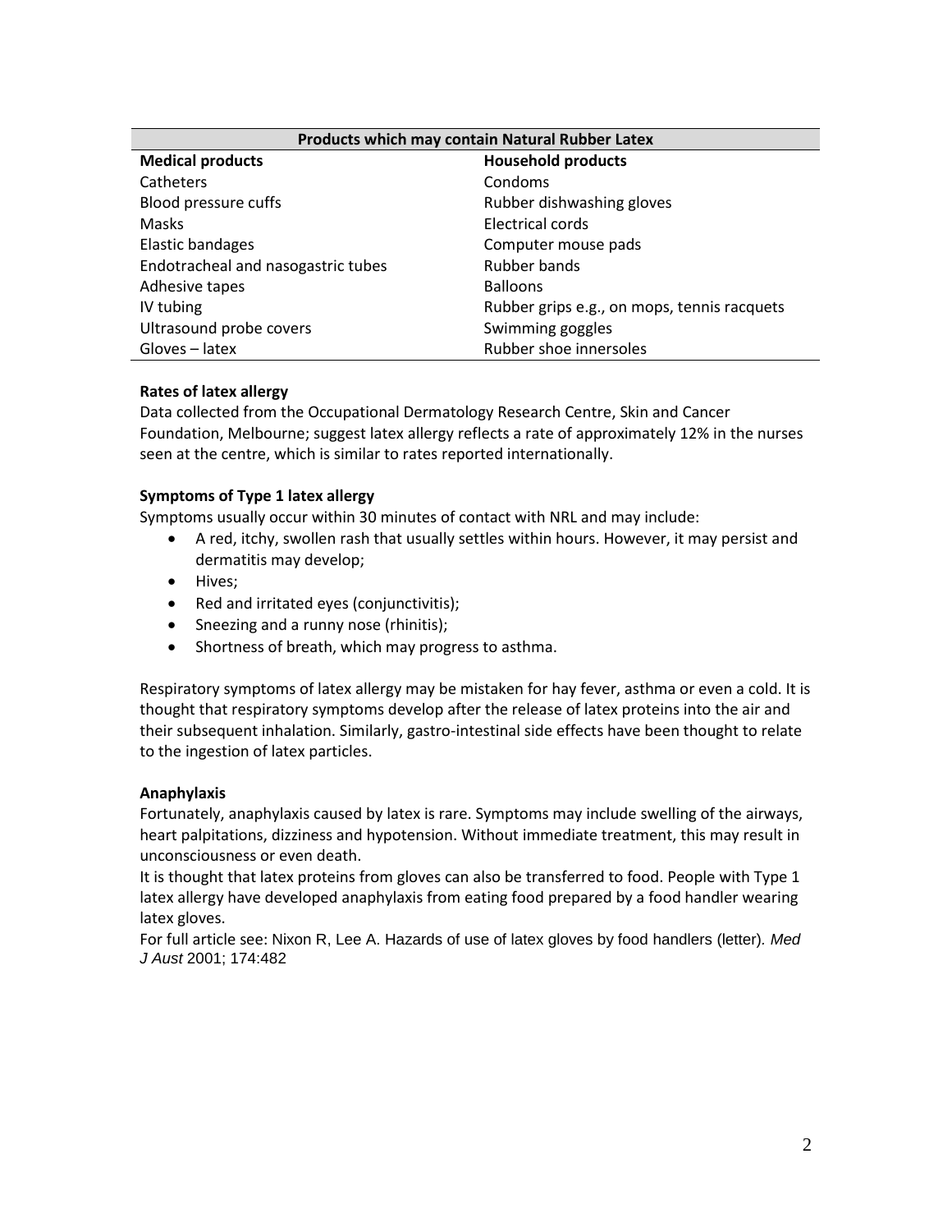| Products which may contain Natural Rubber Latex | |
|---|---|
| **Medical products** | **Household products** |
| Catheters | Condoms |
| Blood pressure cuffs | Rubber dishwashing gloves |
| Masks | Electrical cords |
| Elastic bandages | Computer mouse pads |
| Endotracheal and nasogastric tubes | Rubber bands |
| Adhesive tapes | Balloons |
| IV tubing | Rubber grips e.g., on mops, tennis racquets |
| Ultrasound probe covers | Swimming goggles |
| Gloves – latex | Rubber shoe innersoles |

**Rates of latex allergy**

Data collected from the Occupational Dermatology Research Centre, Skin and Cancer Foundation, Melbourne; suggest latex allergy reflects a rate of approximately 12% in the nurses seen at the centre, which is similar to rates reported internationally.

**Symptoms of Type 1 latex allergy**

Symptoms usually occur within 30 minutes of contact with NRL and may include:

- A red, itchy, swollen rash that usually settles within hours. However, it may persist and dermatitis may develop;
- Hives;
- Red and irritated eyes (conjunctivitis);
- Sneezing and a runny nose (rhinitis);
- Shortness of breath, which may progress to asthma.

Respiratory symptoms of latex allergy may be mistaken for hay fever, asthma or even a cold. It is thought that respiratory symptoms develop after the release of latex proteins into the air and their subsequent inhalation. Similarly, gastro-intestinal side effects have been thought to relate to the ingestion of latex particles.

**Anaphylaxis**

Fortunately, anaphylaxis caused by latex is rare. Symptoms may include swelling of the airways, heart palpitations, dizziness and hypotension. Without immediate treatment, this may result in unconsciousness or even death.

It is thought that latex proteins from gloves can also be transferred to food. People with Type 1 latex allergy have developed anaphylaxis from eating food prepared by a food handler wearing latex gloves.

For full article see: Nixon R, Lee A. Hazards of use of latex gloves by food handlers (letter). *Med J Aust* 2001; 174:482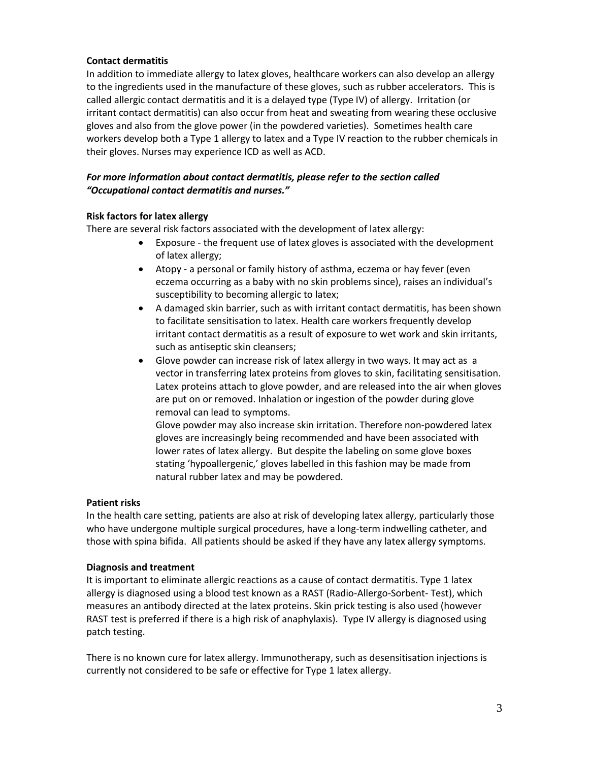**Contact dermatitis**

In addition to immediate allergy to latex gloves, healthcare workers can also develop an allergy to the ingredients used in the manufacture of these gloves, such as rubber accelerators. This is called allergic contact dermatitis and it is a delayed type (Type IV) of allergy. Irritation (or irritant contact dermatitis) can also occur from heat and sweating from wearing these occlusive gloves and also from the glove power (in the powdered varieties). Sometimes health care workers develop both a Type 1 allergy to latex and a Type IV reaction to the rubber chemicals in their gloves. Nurses may experience ICD as well as ACD.

***For more information about contact dermatitis, please refer to the section called "Occupational contact dermatitis and nurses."***

**Risk factors for latex allergy**

There are several risk factors associated with the development of latex allergy:

- Exposure - the frequent use of latex gloves is associated with the development of latex allergy;
- Atopy - a personal or family history of asthma, eczema or hay fever (even eczema occurring as a baby with no skin problems since), raises an individual's susceptibility to becoming allergic to latex;
- A damaged skin barrier, such as with irritant contact dermatitis, has been shown to facilitate sensitisation to latex. Health care workers frequently develop irritant contact dermatitis as a result of exposure to wet work and skin irritants, such as antiseptic skin cleansers;
- Glove powder can increase risk of latex allergy in two ways. It may act as a vector in transferring latex proteins from gloves to skin, facilitating sensitisation. Latex proteins attach to glove powder, and are released into the air when gloves are put on or removed. Inhalation or ingestion of the powder during glove removal can lead to symptoms.

  Glove powder may also increase skin irritation. Therefore non-powdered latex gloves are increasingly being recommended and have been associated with lower rates of latex allergy. But despite the labeling on some glove boxes stating 'hypoallergenic,' gloves labelled in this fashion may be made from natural rubber latex and may be powdered.

**Patient risks**

In the health care setting, patients are also at risk of developing latex allergy, particularly those who have undergone multiple surgical procedures, have a long-term indwelling catheter, and those with spina bifida. All patients should be asked if they have any latex allergy symptoms.

**Diagnosis and treatment**

It is important to eliminate allergic reactions as a cause of contact dermatitis. Type 1 latex allergy is diagnosed using a blood test known as a RAST (Radio-Allergo-Sorbent- Test), which measures an antibody directed at the latex proteins. Skin prick testing is also used (however RAST test is preferred if there is a high risk of anaphylaxis). Type IV allergy is diagnosed using patch testing.

There is no known cure for latex allergy. Immunotherapy, such as desensitisation injections is currently not considered to be safe or effective for Type 1 latex allergy.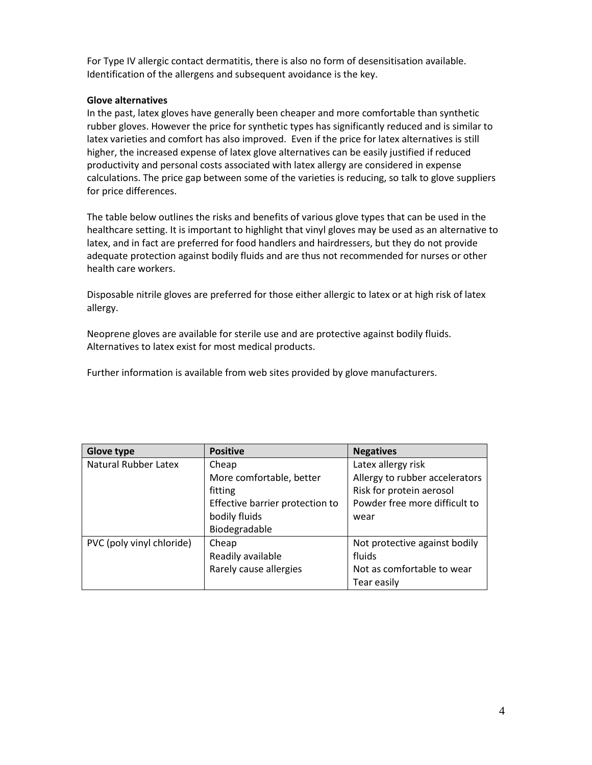For Type IV allergic contact dermatitis, there is also no form of desensitisation available. Identification of the allergens and subsequent avoidance is the key.

**Glove alternatives**

In the past, latex gloves have generally been cheaper and more comfortable than synthetic rubber gloves. However the price for synthetic types has significantly reduced and is similar to latex varieties and comfort has also improved. Even if the price for latex alternatives is still higher, the increased expense of latex glove alternatives can be easily justified if reduced productivity and personal costs associated with latex allergy are considered in expense calculations. The price gap between some of the varieties is reducing, so talk to glove suppliers for price differences.

The table below outlines the risks and benefits of various glove types that can be used in the healthcare setting. It is important to highlight that vinyl gloves may be used as an alternative to latex, and in fact are preferred for food handlers and hairdressers, but they do not provide adequate protection against bodily fluids and are thus not recommended for nurses or other health care workers.

Disposable nitrile gloves are preferred for those either allergic to latex or at high risk of latex allergy.

Neoprene gloves are available for sterile use and are protective against bodily fluids. Alternatives to latex exist for most medical products.

Further information is available from web sites provided by glove manufacturers.

| Glove type | Positive | Negatives |
|---|---|---|
| Natural Rubber Latex | Cheap<br>More comfortable, better fitting<br>Effective barrier protection to bodily fluids<br>Biodegradable | Latex allergy risk<br>Allergy to rubber accelerators<br>Risk for protein aerosol<br>Powder free more difficult to wear |
| PVC (poly vinyl chloride) | Cheap<br>Readily available<br>Rarely cause allergies | Not protective against bodily fluids<br>Not as comfortable to wear<br>Tear easily |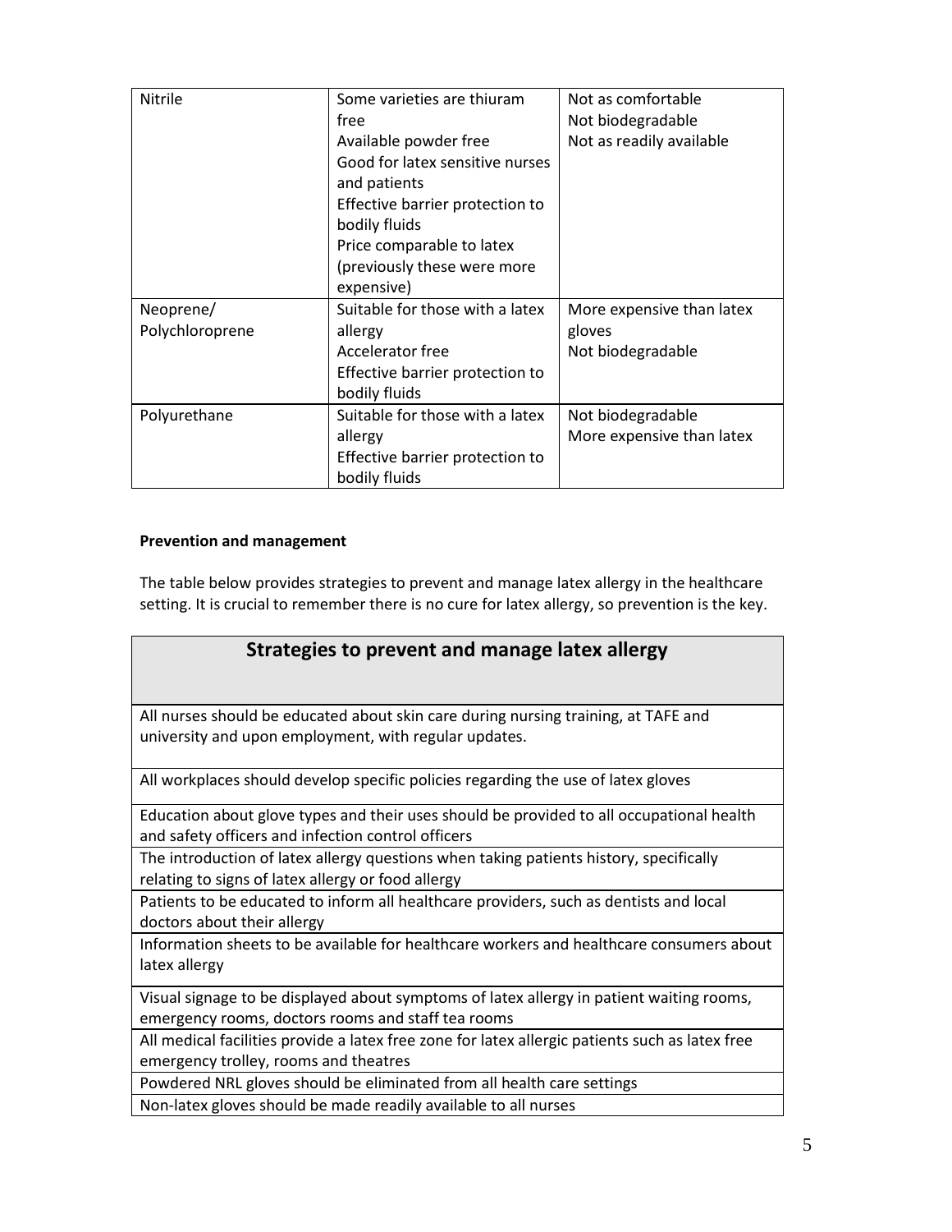| Nitrile | Some varieties are thiuram free<br>Available powder free<br>Good for latex sensitive nurses and patients<br>Effective barrier protection to bodily fluids<br>Price comparable to latex (previously these were more expensive) | Not as comfortable<br>Not biodegradable<br>Not as readily available |
|---|---|---|
| Neoprene/ Polychloroprene | Suitable for those with a latex allergy<br>Accelerator free<br>Effective barrier protection to bodily fluids | More expensive than latex gloves<br>Not biodegradable |
| Polyurethane | Suitable for those with a latex allergy<br>Effective barrier protection to bodily fluids | Not biodegradable<br>More expensive than latex |

**Prevention and management**

The table below provides strategies to prevent and manage latex allergy in the healthcare setting. It is crucial to remember there is no cure for latex allergy, so prevention is the key.

| Strategies to prevent and manage latex allergy |
|---|
| All nurses should be educated about skin care during nursing training, at TAFE and university and upon employment, with regular updates. |
| All workplaces should develop specific policies regarding the use of latex gloves |
| Education about glove types and their uses should be provided to all occupational health and safety officers and infection control officers |
| The introduction of latex allergy questions when taking patients history, specifically relating to signs of latex allergy or food allergy |
| Patients to be educated to inform all healthcare providers, such as dentists and local doctors about their allergy |
| Information sheets to be available for healthcare workers and healthcare consumers about latex allergy |
| Visual signage to be displayed about symptoms of latex allergy in patient waiting rooms, emergency rooms, doctors rooms and staff tea rooms |
| All medical facilities provide a latex free zone for latex allergic patients such as latex free emergency trolley, rooms and theatres |
| Powdered NRL gloves should be eliminated from all health care settings |
| Non-latex gloves should be made readily available to all nurses |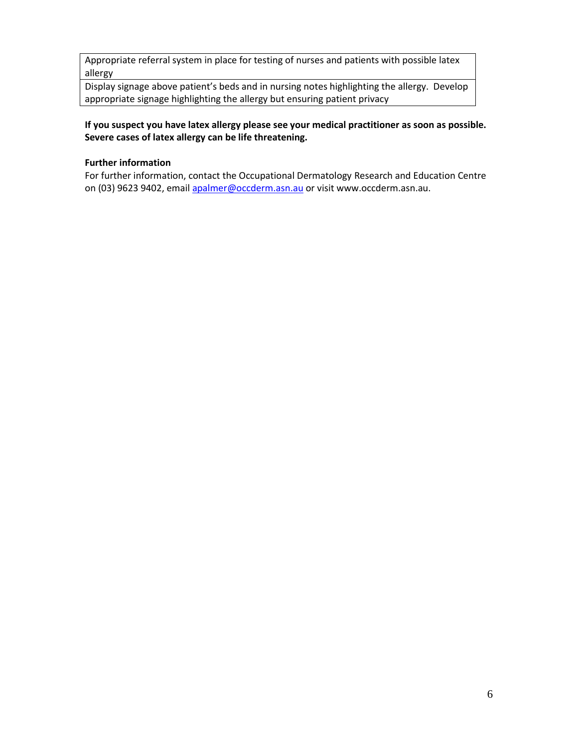| |
|---|
| Appropriate referral system in place for testing of nurses and patients with possible latex allergy |
| Display signage above patient's beds and in nursing notes highlighting the allergy. Develop appropriate signage highlighting the allergy but ensuring patient privacy |

**If you suspect you have latex allergy please see your medical practitioner as soon as possible. Severe cases of latex allergy can be life threatening.**

**Further information**

For further information, contact the Occupational Dermatology Research and Education Centre on (03) 9623 9402, email apalmer@occderm.asn.au or visit www.occderm.asn.au.